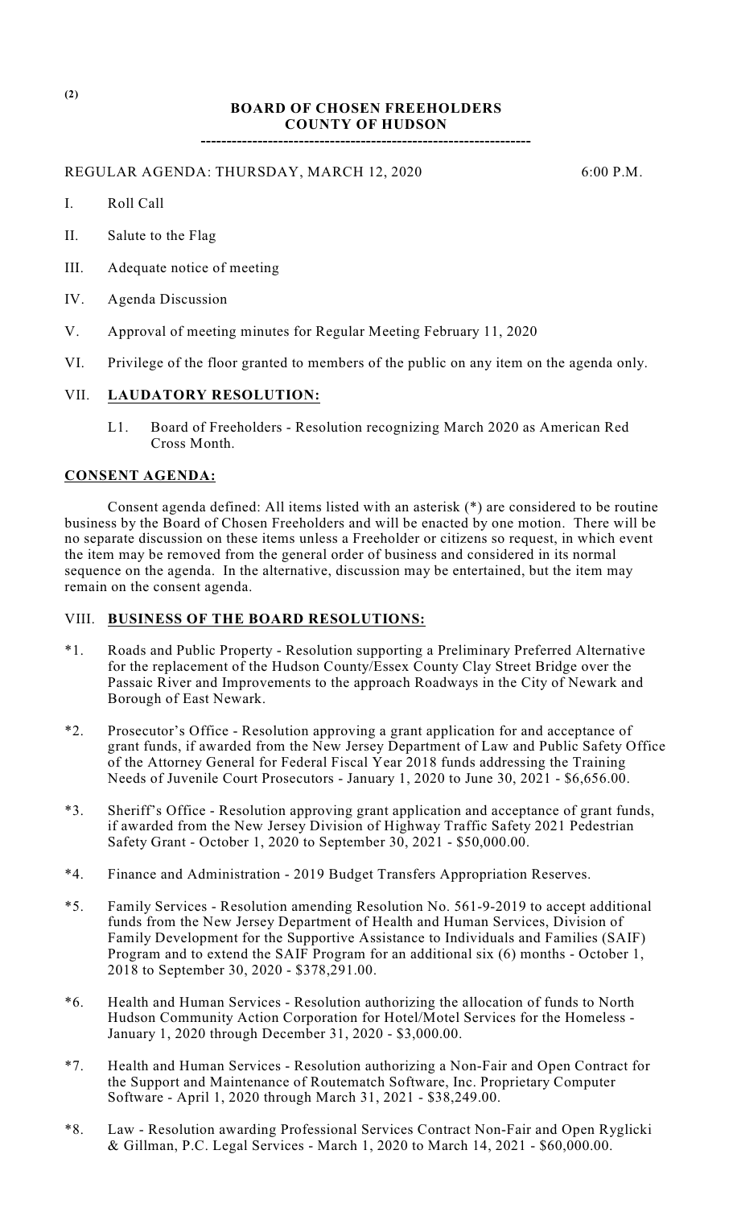(2)

# BOARD OF CHOSEN FREEHOLDERS
# COUNTY OF HUDSON

---

REGULAR AGENDA: THURSDAY, MARCH 12, 2020 6:00 P.M.

I. Roll Call

II. Salute to the Flag

III. Adequate notice of meeting

IV. Agenda Discussion

V. Approval of meeting minutes for Regular Meeting February 11, 2020

VI. Privilege of the floor granted to members of the public on any item on the agenda only.

## VII. **LAUDATORY RESOLUTION:**

L1. Board of Freeholders - Resolution recognizing March 2020 as American Red Cross Month.

## **CONSENT AGENDA:**

Consent agenda defined: All items listed with an asterisk (*) are considered to be routine business by the Board of Chosen Freeholders and will be enacted by one motion. There will be no separate discussion on these items unless a Freeholder or citizens so request, in which event the item may be removed from the general order of business and considered in its normal sequence on the agenda. In the alternative, discussion may be entertained, but the item may remain on the consent agenda.

## VIII. **BUSINESS OF THE BOARD RESOLUTIONS:**

*1. Roads and Public Property - Resolution supporting a Preliminary Preferred Alternative for the replacement of the Hudson County/Essex County Clay Street Bridge over the Passaic River and Improvements to the approach Roadways in the City of Newark and Borough of East Newark.

*2. Prosecutor's Office - Resolution approving a grant application for and acceptance of grant funds, if awarded from the New Jersey Department of Law and Public Safety Office of the Attorney General for Federal Fiscal Year 2018 funds addressing the Training Needs of Juvenile Court Prosecutors - January 1, 2020 to June 30, 2021 - $6,656.00.

*3. Sheriff's Office - Resolution approving grant application and acceptance of grant funds, if awarded from the New Jersey Division of Highway Traffic Safety 2021 Pedestrian Safety Grant - October 1, 2020 to September 30, 2021 - $50,000.00.

*4. Finance and Administration - 2019 Budget Transfers Appropriation Reserves.

*5. Family Services - Resolution amending Resolution No. 561-9-2019 to accept additional funds from the New Jersey Department of Health and Human Services, Division of Family Development for the Supportive Assistance to Individuals and Families (SAIF) Program and to extend the SAIF Program for an additional six (6) months - October 1, 2018 to September 30, 2020 - $378,291.00.

*6. Health and Human Services - Resolution authorizing the allocation of funds to North Hudson Community Action Corporation for Hotel/Motel Services for the Homeless - January 1, 2020 through December 31, 2020 - $3,000.00.

*7. Health and Human Services - Resolution authorizing a Non-Fair and Open Contract for the Support and Maintenance of Routematch Software, Inc. Proprietary Computer Software - April 1, 2020 through March 31, 2021 - $38,249.00.

*8. Law - Resolution awarding Professional Services Contract Non-Fair and Open Ryglicki & Gillman, P.C. Legal Services - March 1, 2020 to March 14, 2021 - $60,000.00.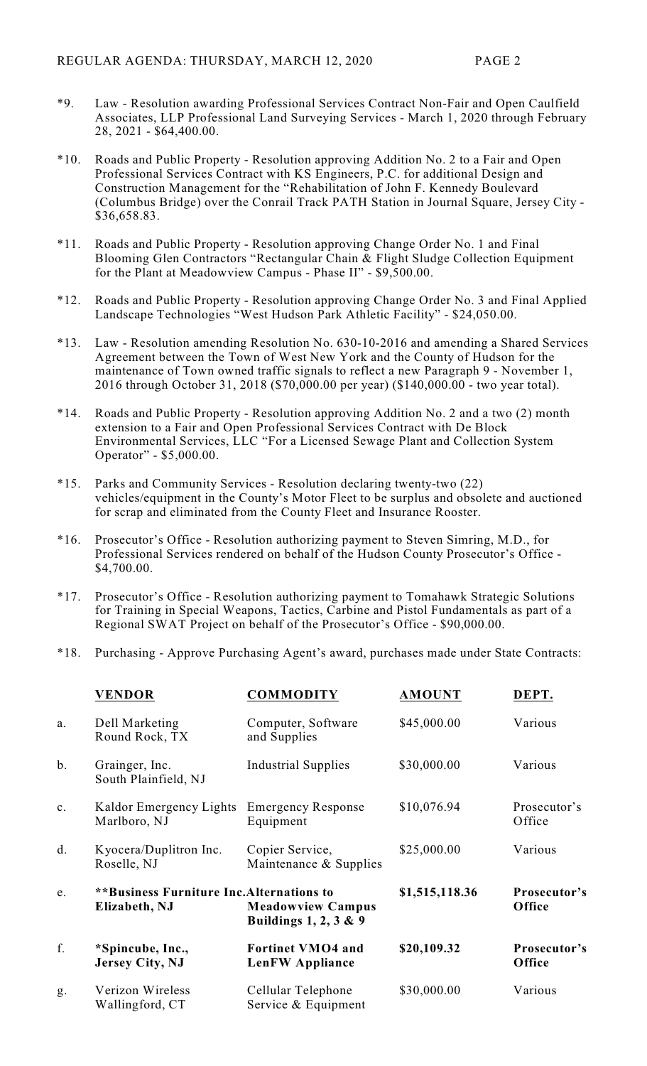*9. Law - Resolution awarding Professional Services Contract Non-Fair and Open Caulfield Associates, LLP Professional Land Surveying Services - March 1, 2020 through February 28, 2021 - $64,400.00.

*10. Roads and Public Property - Resolution approving Addition No. 2 to a Fair and Open Professional Services Contract with KS Engineers, P.C. for additional Design and Construction Management for the "Rehabilitation of John F. Kennedy Boulevard (Columbus Bridge) over the Conrail Track PATH Station in Journal Square, Jersey City - $36,658.83.

*11. Roads and Public Property - Resolution approving Change Order No. 1 and Final Blooming Glen Contractors "Rectangular Chain & Flight Sludge Collection Equipment for the Plant at Meadowview Campus - Phase II" - $9,500.00.

*12. Roads and Public Property - Resolution approving Change Order No. 3 and Final Applied Landscape Technologies "West Hudson Park Athletic Facility" - $24,050.00.

*13. Law - Resolution amending Resolution No. 630-10-2016 and amending a Shared Services Agreement between the Town of West New York and the County of Hudson for the maintenance of Town owned traffic signals to reflect a new Paragraph 9 - November 1, 2016 through October 31, 2018 ($70,000.00 per year) ($140,000.00 - two year total).

*14. Roads and Public Property - Resolution approving Addition No. 2 and a two (2) month extension to a Fair and Open Professional Services Contract with De Block Environmental Services, LLC "For a Licensed Sewage Plant and Collection System Operator" - $5,000.00.

*15. Parks and Community Services - Resolution declaring twenty-two (22) vehicles/equipment in the County's Motor Fleet to be surplus and obsolete and auctioned for scrap and eliminated from the County Fleet and Insurance Rooster.

*16. Prosecutor's Office - Resolution authorizing payment to Steven Simring, M.D., for Professional Services rendered on behalf of the Hudson County Prosecutor's Office - $4,700.00.

*17. Prosecutor's Office - Resolution authorizing payment to Tomahawk Strategic Solutions for Training in Special Weapons, Tactics, Carbine and Pistol Fundamentals as part of a Regional SWAT Project on behalf of the Prosecutor's Office - $90,000.00.

*18. Purchasing - Approve Purchasing Agent's award, purchases made under State Contracts:

| | **VENDOR** | **COMMODITY** | **AMOUNT** | **DEPT.** |
|---|---|---|---|---|
| a. | Dell Marketing<br>Round Rock, TX | Computer, Software and Supplies | $45,000.00 | Various |
| b. | Grainger, Inc.<br>South Plainfield, NJ | Industrial Supplies | $30,000.00 | Various |
| c. | Kaldor Emergency Lights<br>Marlboro, NJ | Emergency Response Equipment | $10,076.94 | Prosecutor's Office |
| d. | Kyocera/Duplitron Inc.<br>Roselle, NJ | Copier Service, Maintenance & Supplies | $25,000.00 | Various |
| e. | **\*\*Business Furniture Inc.<br>Elizabeth, NJ** | **Alternations to Meadowview Campus Buildings 1, 2, 3 & 9** | **$1,515,118.36** | **Prosecutor's Office** |
| f. | **\*Spincube, Inc.,<br>Jersey City, NJ** | **Fortinet VMO4 and LenFW Appliance** | **$20,109.32** | **Prosecutor's Office** |
| g. | Verizon Wireless<br>Wallingford, CT | Cellular Telephone Service & Equipment | $30,000.00 | Various |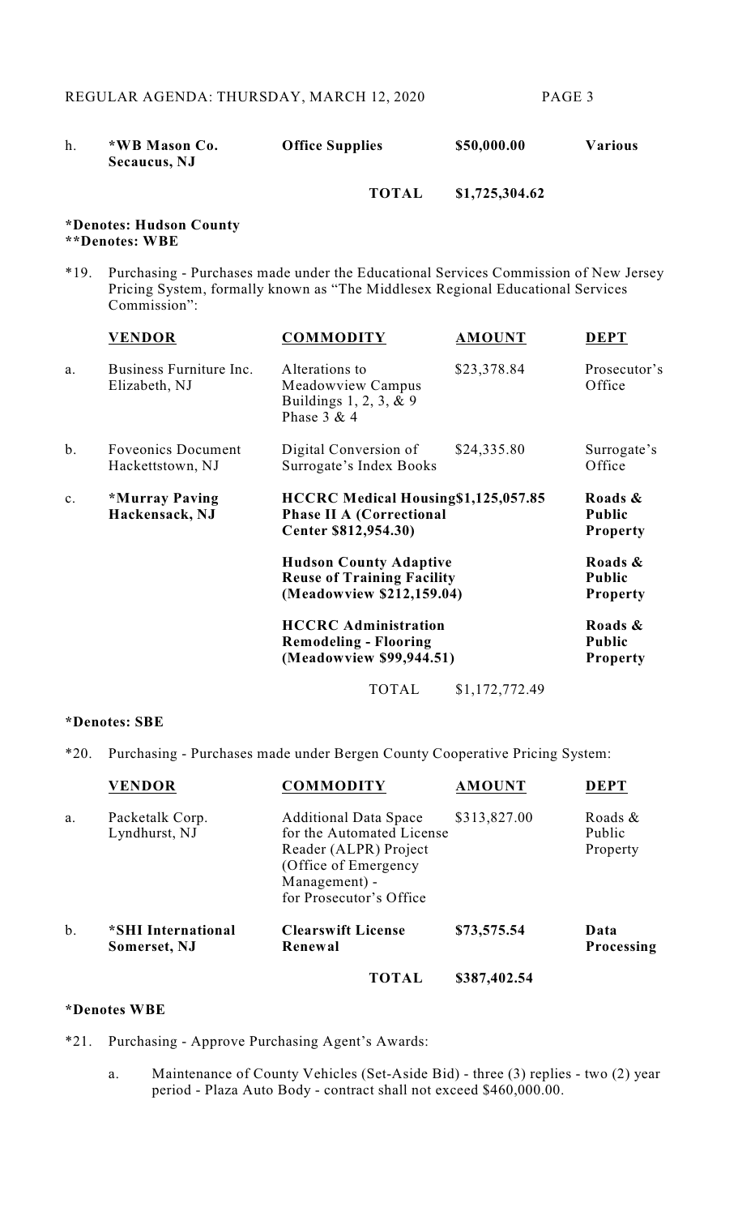| | | | | |
|---|---|---|---|---|
| h. | **\*WB Mason Co. Secaucus, NJ** | **Office Supplies** | **$50,000.00** | **Various** |
| | | **TOTAL** | **$1,725,304.62** | |

**\*Denotes: Hudson County**
**\*\*Denotes: WBE**

\*19. Purchasing - Purchases made under the Educational Services Commission of New Jersey Pricing System, formally known as "The Middlesex Regional Educational Services Commission":

| | **VENDOR** | **COMMODITY** | **AMOUNT** | **DEPT** |
|---|---|---|---|---|
| a. | Business Furniture Inc. Elizabeth, NJ | Alterations to Meadowview Campus Buildings 1, 2, 3, & 9 Phase 3 & 4 | $23,378.84 | Prosecutor's Office |
| b. | Foveonics Document Hackettstown, NJ | Digital Conversion of Surrogate's Index Books | $24,335.80 | Surrogate's Office |
| c. | **\*Murray Paving Hackensack, NJ** | **HCCRC Medical Housing Phase II A (Correctional Center $812,954.30)** | **$1,125,057.85** | **Roads & Public Property** |
| | | **Hudson County Adaptive Reuse of Training Facility (Meadowview $212,159.04)** | | **Roads & Public Property** |
| | | **HCCRC Administration Remodeling - Flooring (Meadowview $99,944.51)** | | **Roads & Public Property** |
| | | TOTAL | $1,172,772.49 | |

**\*Denotes: SBE**

\*20. Purchasing - Purchases made under Bergen County Cooperative Pricing System:

| | **VENDOR** | **COMMODITY** | **AMOUNT** | **DEPT** |
|---|---|---|---|---|
| a. | Packetalk Corp. Lyndhurst, NJ | Additional Data Space for the Automated License Reader (ALPR) Project (Office of Emergency Management) - for Prosecutor's Office | $313,827.00 | Roads & Public Property |
| b. | **\*SHI International Somerset, NJ** | **Clearswift License Renewal** | **$73,575.54** | **Data Processing** |
| | | **TOTAL** | **$387,402.54** | |

**\*Denotes WBE**

\*21. Purchasing - Approve Purchasing Agent's Awards:

a. Maintenance of County Vehicles (Set-Aside Bid) - three (3) replies - two (2) year period - Plaza Auto Body - contract shall not exceed $460,000.00.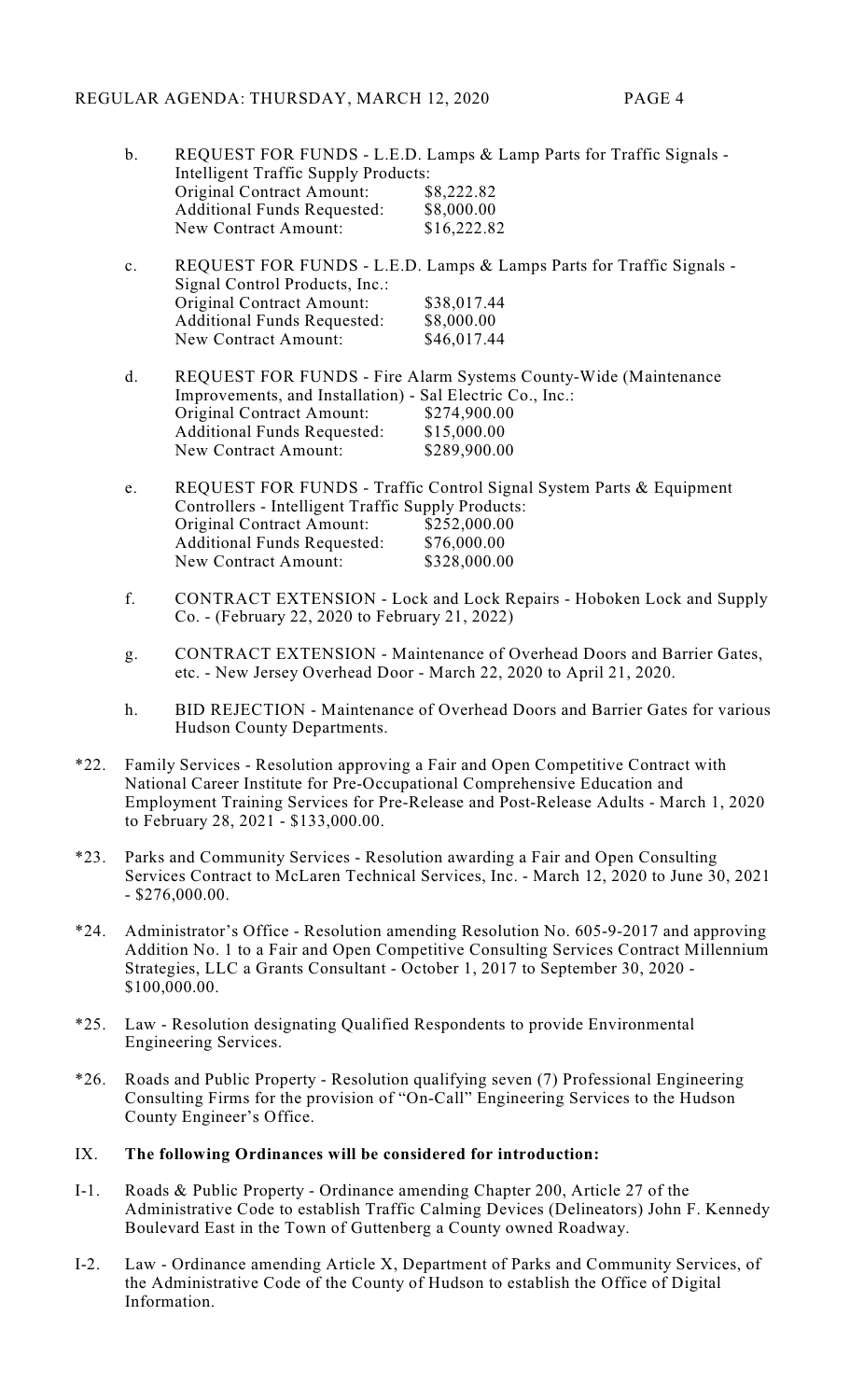b. REQUEST FOR FUNDS - L.E.D. Lamps & Lamp Parts for Traffic Signals - Intelligent Traffic Supply Products:
   Original Contract Amount: $8,222.82
   Additional Funds Requested: $8,000.00
   New Contract Amount: $16,222.82

c. REQUEST FOR FUNDS - L.E.D. Lamps & Lamps Parts for Traffic Signals - Signal Control Products, Inc.:
   Original Contract Amount: $38,017.44
   Additional Funds Requested: $8,000.00
   New Contract Amount: $46,017.44

d. REQUEST FOR FUNDS - Fire Alarm Systems County-Wide (Maintenance Improvements, and Installation) - Sal Electric Co., Inc.:
   Original Contract Amount: $274,900.00
   Additional Funds Requested: $15,000.00
   New Contract Amount: $289,900.00

e. REQUEST FOR FUNDS - Traffic Control Signal System Parts & Equipment Controllers - Intelligent Traffic Supply Products:
   Original Contract Amount: $252,000.00
   Additional Funds Requested: $76,000.00
   New Contract Amount: $328,000.00

f. CONTRACT EXTENSION - Lock and Lock Repairs - Hoboken Lock and Supply Co. - (February 22, 2020 to February 21, 2022)

g. CONTRACT EXTENSION - Maintenance of Overhead Doors and Barrier Gates, etc. - New Jersey Overhead Door - March 22, 2020 to April 21, 2020.

h. BID REJECTION - Maintenance of Overhead Doors and Barrier Gates for various Hudson County Departments.

*22. Family Services - Resolution approving a Fair and Open Competitive Contract with National Career Institute for Pre-Occupational Comprehensive Education and Employment Training Services for Pre-Release and Post-Release Adults - March 1, 2020 to February 28, 2021 - $133,000.00.

*23. Parks and Community Services - Resolution awarding a Fair and Open Consulting Services Contract to McLaren Technical Services, Inc. - March 12, 2020 to June 30, 2021 - $276,000.00.

*24. Administrator's Office - Resolution amending Resolution No. 605-9-2017 and approving Addition No. 1 to a Fair and Open Competitive Consulting Services Contract Millennium Strategies, LLC a Grants Consultant - October 1, 2017 to September 30, 2020 - $100,000.00.

*25. Law - Resolution designating Qualified Respondents to provide Environmental Engineering Services.

*26. Roads and Public Property - Resolution qualifying seven (7) Professional Engineering Consulting Firms for the provision of "On-Call" Engineering Services to the Hudson County Engineer's Office.

IX. **The following Ordinances will be considered for introduction:**

I-1. Roads & Public Property - Ordinance amending Chapter 200, Article 27 of the Administrative Code to establish Traffic Calming Devices (Delineators) John F. Kennedy Boulevard East in the Town of Guttenberg a County owned Roadway.

I-2. Law - Ordinance amending Article X, Department of Parks and Community Services, of the Administrative Code of the County of Hudson to establish the Office of Digital Information.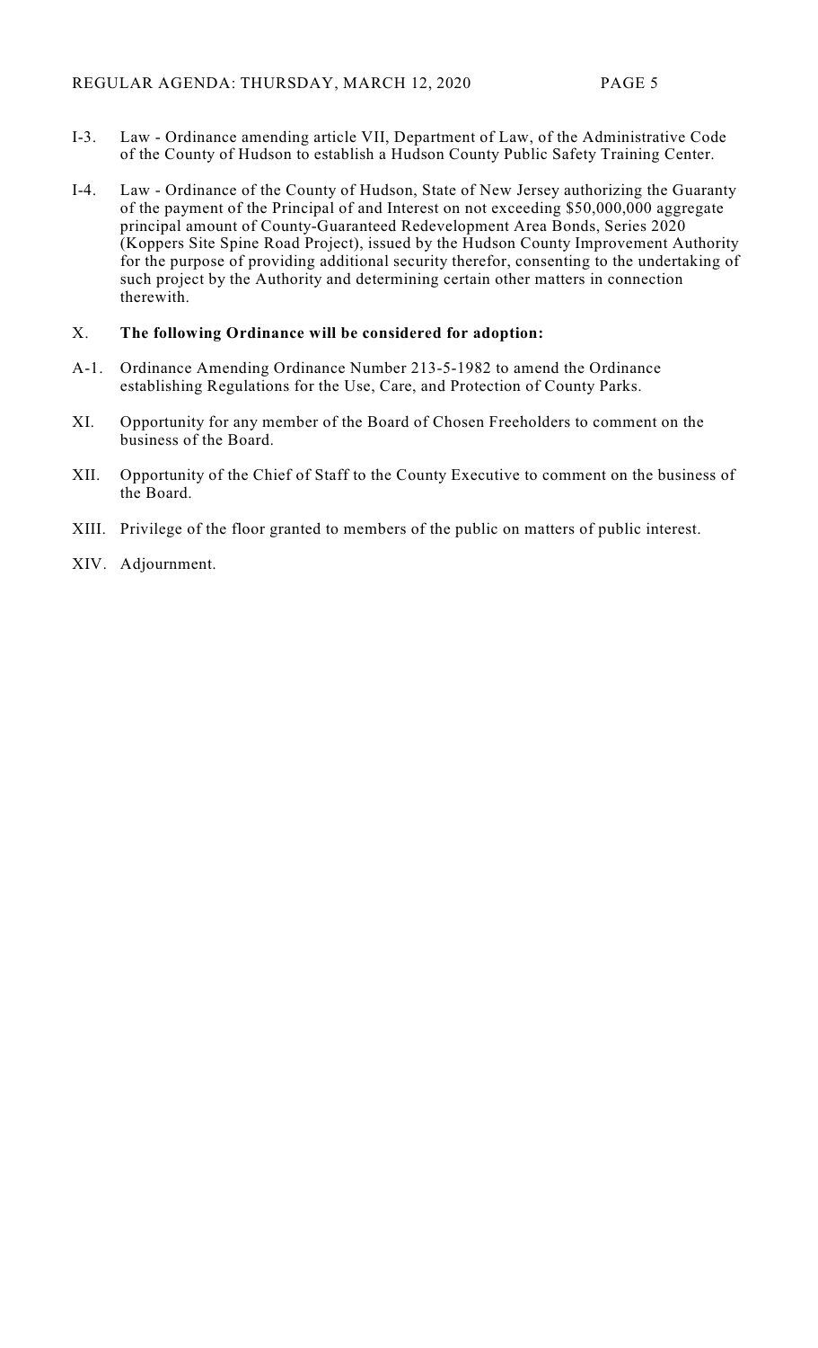I-3. Law - Ordinance amending article VII, Department of Law, of the Administrative Code of the County of Hudson to establish a Hudson County Public Safety Training Center.

I-4. Law - Ordinance of the County of Hudson, State of New Jersey authorizing the Guaranty of the payment of the Principal of and Interest on not exceeding $50,000,000 aggregate principal amount of County-Guaranteed Redevelopment Area Bonds, Series 2020 (Koppers Site Spine Road Project), issued by the Hudson County Improvement Authority for the purpose of providing additional security therefor, consenting to the undertaking of such project by the Authority and determining certain other matters in connection therewith.

X. **The following Ordinance will be considered for adoption:**

A-1. Ordinance Amending Ordinance Number 213-5-1982 to amend the Ordinance establishing Regulations for the Use, Care, and Protection of County Parks.

XI. Opportunity for any member of the Board of Chosen Freeholders to comment on the business of the Board.

XII. Opportunity of the Chief of Staff to the County Executive to comment on the business of the Board.

XIII. Privilege of the floor granted to members of the public on matters of public interest.

XIV. Adjournment.